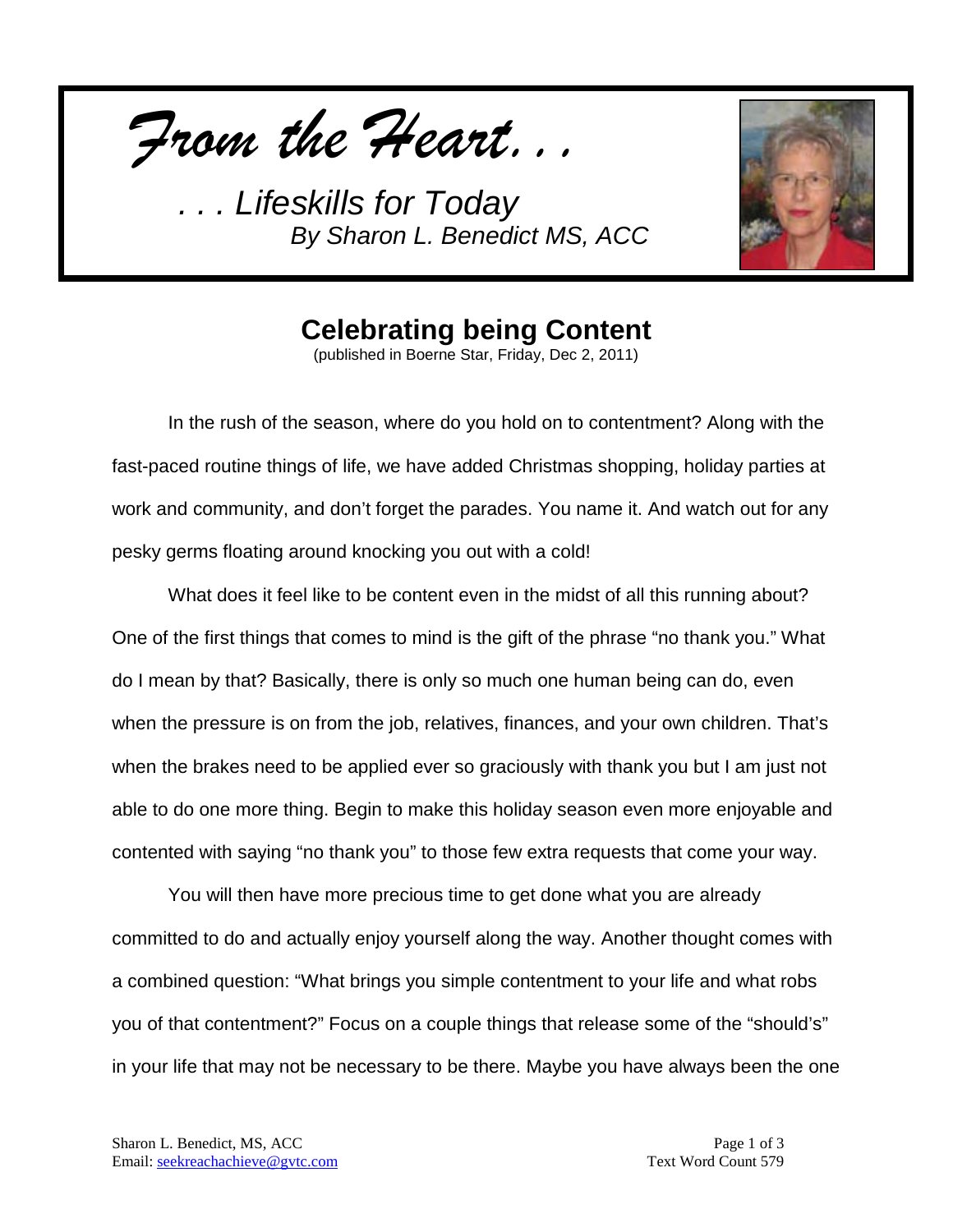*From the Heart...*

*. . . Lifeskills for Today*
*By Sharon L. Benedict MS, ACC*

# Celebrating being Content

(published in Boerne Star, Friday, Dec 2, 2011)

In the rush of the season, where do you hold on to contentment? Along with the fast-paced routine things of life, we have added Christmas shopping, holiday parties at work and community, and don't forget the parades. You name it. And watch out for any pesky germs floating around knocking you out with a cold!

What does it feel like to be content even in the midst of all this running about? One of the first things that comes to mind is the gift of the phrase "no thank you." What do I mean by that? Basically, there is only so much one human being can do, even when the pressure is on from the job, relatives, finances, and your own children. That's when the brakes need to be applied ever so graciously with thank you but I am just not able to do one more thing. Begin to make this holiday season even more enjoyable and contented with saying "no thank you" to those few extra requests that come your way.

You will then have more precious time to get done what you are already committed to do and actually enjoy yourself along the way. Another thought comes with a combined question: "What brings you simple contentment to your life and what robs you of that contentment?" Focus on a couple things that release some of the "should's" in your life that may not be necessary to be there. Maybe you have always been the one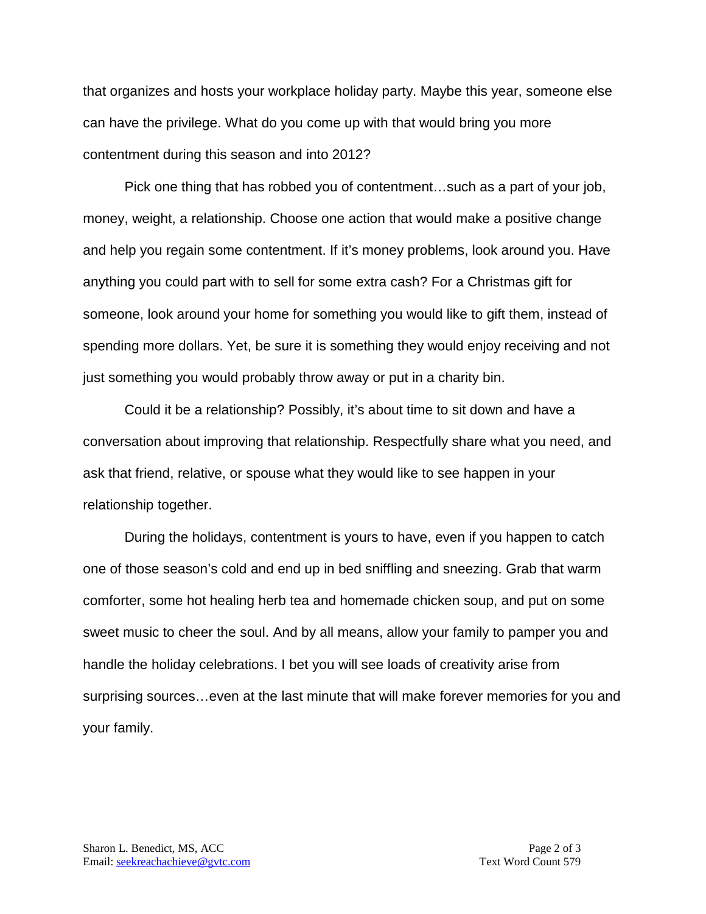that organizes and hosts your workplace holiday party. Maybe this year, someone else can have the privilege. What do you come up with that would bring you more contentment during this season and into 2012?

Pick one thing that has robbed you of contentment…such as a part of your job, money, weight, a relationship. Choose one action that would make a positive change and help you regain some contentment. If it's money problems, look around you. Have anything you could part with to sell for some extra cash? For a Christmas gift for someone, look around your home for something you would like to gift them, instead of spending more dollars. Yet, be sure it is something they would enjoy receiving and not just something you would probably throw away or put in a charity bin.

Could it be a relationship? Possibly, it's about time to sit down and have a conversation about improving that relationship. Respectfully share what you need, and ask that friend, relative, or spouse what they would like to see happen in your relationship together.

During the holidays, contentment is yours to have, even if you happen to catch one of those season's cold and end up in bed sniffling and sneezing. Grab that warm comforter, some hot healing herb tea and homemade chicken soup, and put on some sweet music to cheer the soul. And by all means, allow your family to pamper you and handle the holiday celebrations. I bet you will see loads of creativity arise from surprising sources…even at the last minute that will make forever memories for you and your family.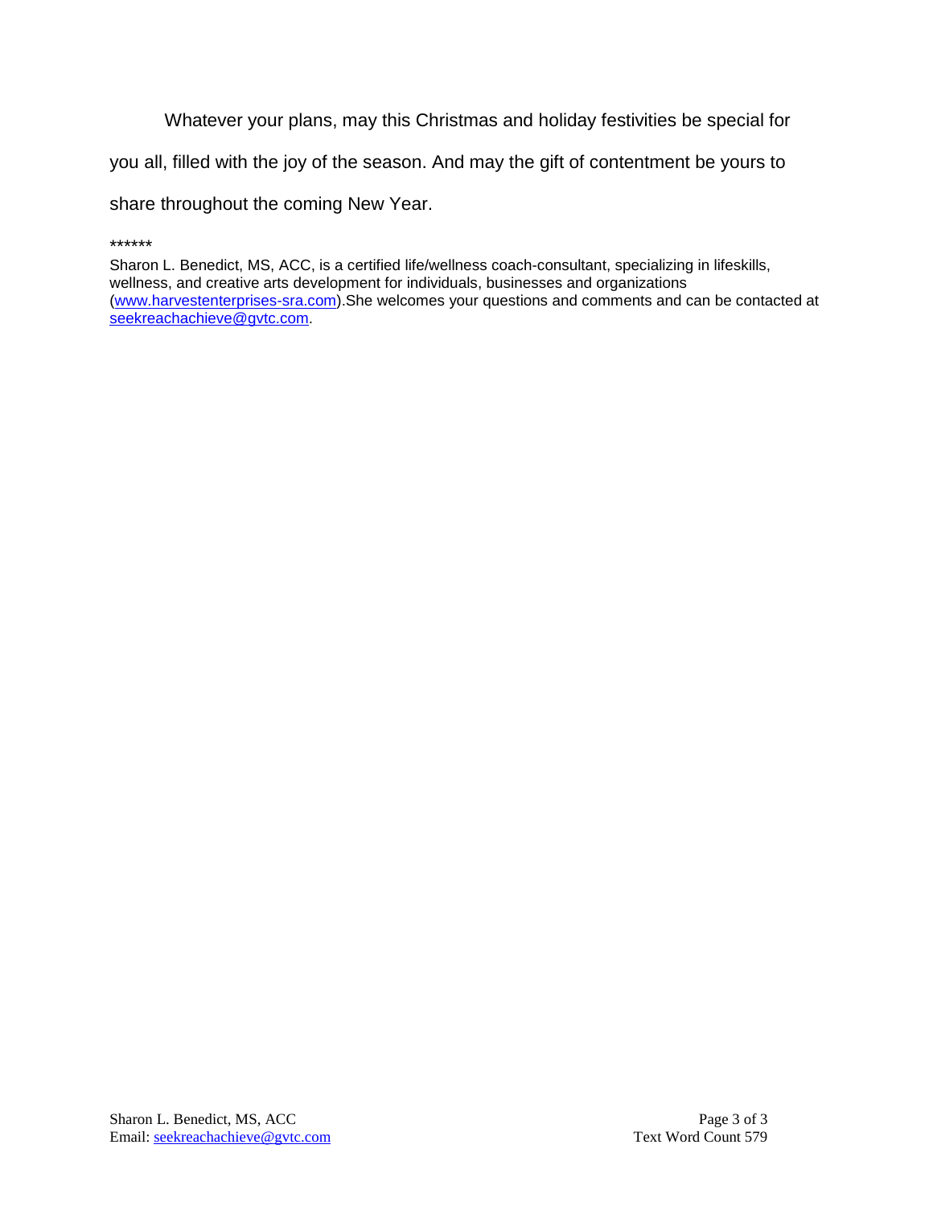Whatever your plans, may this Christmas and holiday festivities be special for you all, filled with the joy of the season. And may the gift of contentment be yours to share throughout the coming New Year.

******

Sharon L. Benedict, MS, ACC, is a certified life/wellness coach-consultant, specializing in lifeskills, wellness, and creative arts development for individuals, businesses and organizations (www.harvestenterprises-sra.com).She welcomes your questions and comments and can be contacted at seekreachachieve@gvtc.com.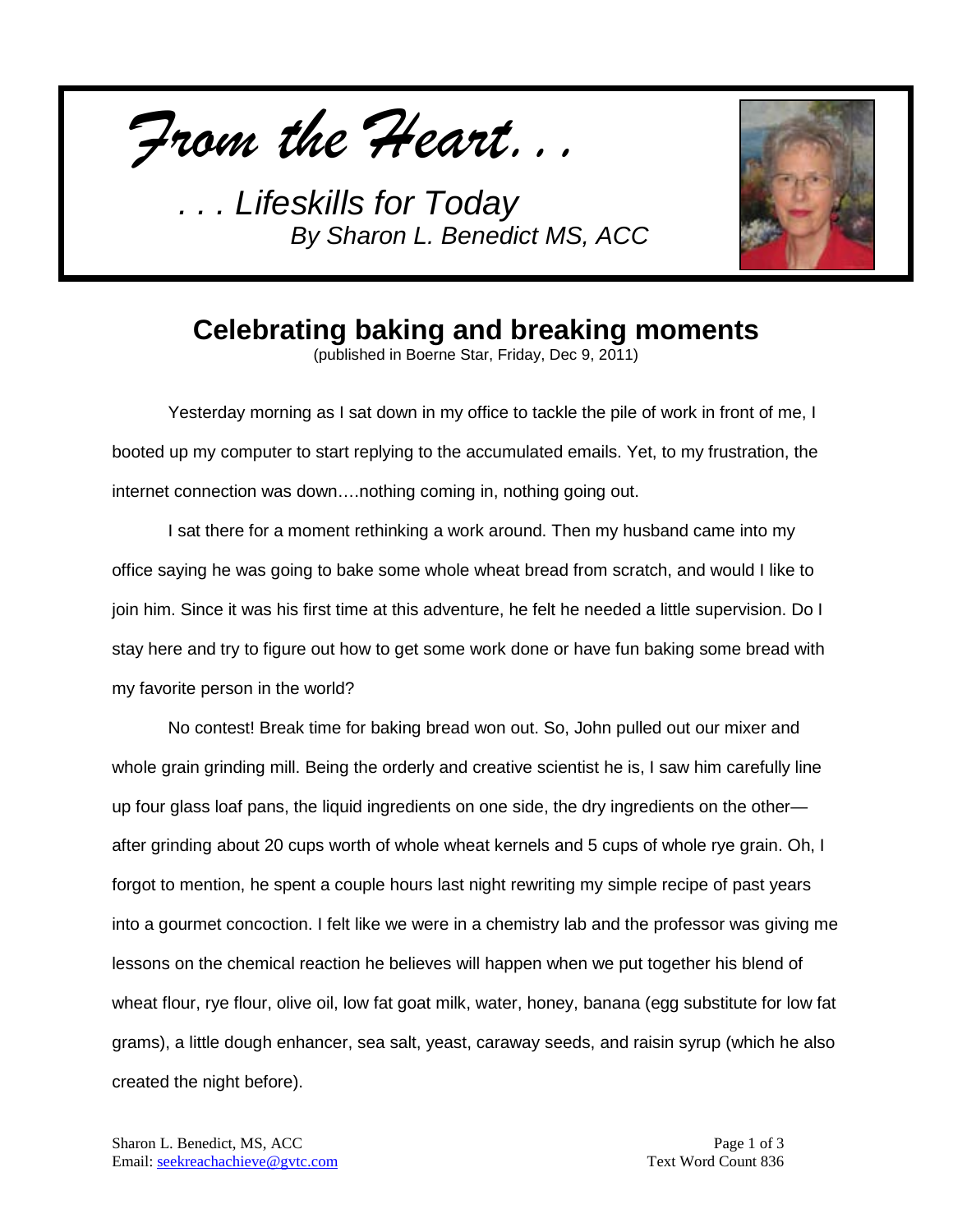*From the Heart…*

*. . . Lifeskills for Today*
*By Sharon L. Benedict MS, ACC*

## Celebrating baking and breaking moments

(published in Boerne Star, Friday, Dec 9, 2011)

Yesterday morning as I sat down in my office to tackle the pile of work in front of me, I booted up my computer to start replying to the accumulated emails. Yet, to my frustration, the internet connection was down….nothing coming in, nothing going out.

I sat there for a moment rethinking a work around. Then my husband came into my office saying he was going to bake some whole wheat bread from scratch, and would I like to join him. Since it was his first time at this adventure, he felt he needed a little supervision. Do I stay here and try to figure out how to get some work done or have fun baking some bread with my favorite person in the world?

No contest! Break time for baking bread won out. So, John pulled out our mixer and whole grain grinding mill. Being the orderly and creative scientist he is, I saw him carefully line up four glass loaf pans, the liquid ingredients on one side, the dry ingredients on the other—after grinding about 20 cups worth of whole wheat kernels and 5 cups of whole rye grain. Oh, I forgot to mention, he spent a couple hours last night rewriting my simple recipe of past years into a gourmet concoction. I felt like we were in a chemistry lab and the professor was giving me lessons on the chemical reaction he believes will happen when we put together his blend of wheat flour, rye flour, olive oil, low fat goat milk, water, honey, banana (egg substitute for low fat grams), a little dough enhancer, sea salt, yeast, caraway seeds, and raisin syrup (which he also created the night before).

Sharon L. Benedict, MS, ACC
Email: seekreachachieve@gvtc.com

Text Word Count 836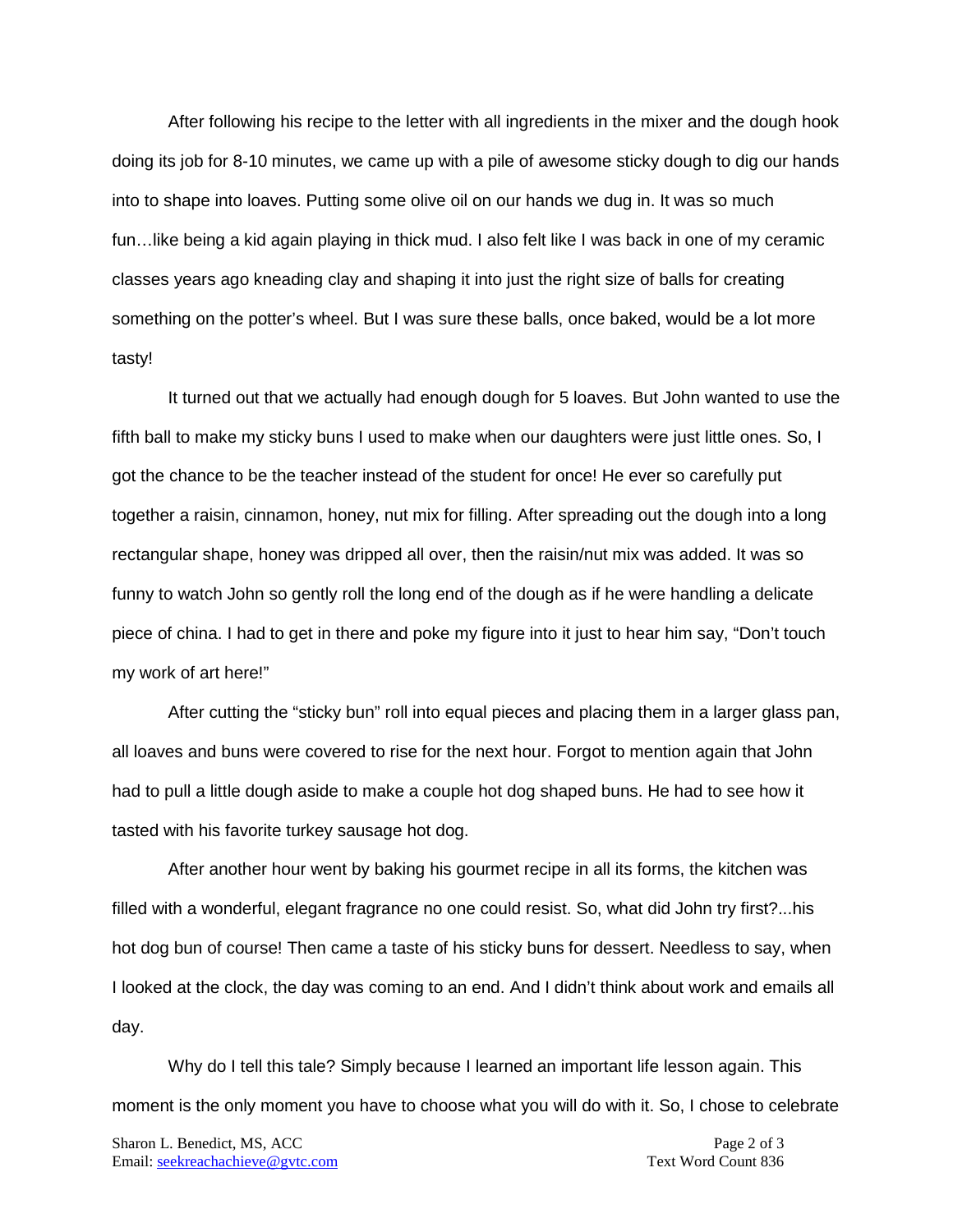After following his recipe to the letter with all ingredients in the mixer and the dough hook doing its job for 8-10 minutes, we came up with a pile of awesome sticky dough to dig our hands into to shape into loaves. Putting some olive oil on our hands we dug in. It was so much fun…like being a kid again playing in thick mud. I also felt like I was back in one of my ceramic classes years ago kneading clay and shaping it into just the right size of balls for creating something on the potter's wheel. But I was sure these balls, once baked, would be a lot more tasty!

It turned out that we actually had enough dough for 5 loaves. But John wanted to use the fifth ball to make my sticky buns I used to make when our daughters were just little ones. So, I got the chance to be the teacher instead of the student for once! He ever so carefully put together a raisin, cinnamon, honey, nut mix for filling. After spreading out the dough into a long rectangular shape, honey was dripped all over, then the raisin/nut mix was added. It was so funny to watch John so gently roll the long end of the dough as if he were handling a delicate piece of china. I had to get in there and poke my figure into it just to hear him say, "Don't touch my work of art here!"

After cutting the "sticky bun" roll into equal pieces and placing them in a larger glass pan, all loaves and buns were covered to rise for the next hour. Forgot to mention again that John had to pull a little dough aside to make a couple hot dog shaped buns. He had to see how it tasted with his favorite turkey sausage hot dog.

After another hour went by baking his gourmet recipe in all its forms, the kitchen was filled with a wonderful, elegant fragrance no one could resist. So, what did John try first?...his hot dog bun of course! Then came a taste of his sticky buns for dessert. Needless to say, when I looked at the clock, the day was coming to an end. And I didn't think about work and emails all day.

Why do I tell this tale? Simply because I learned an important life lesson again. This moment is the only moment you have to choose what you will do with it. So, I chose to celebrate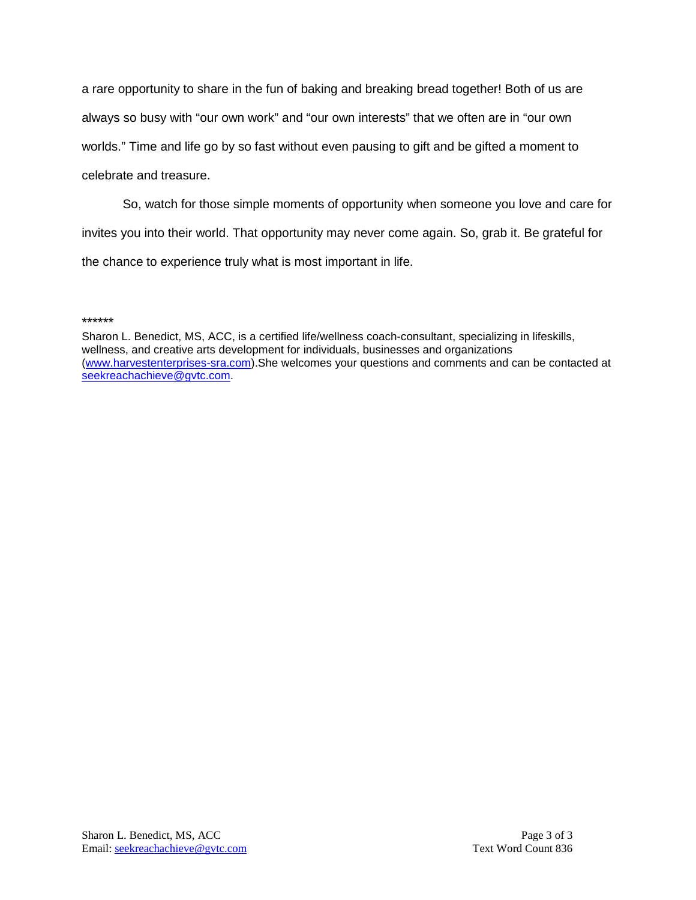a rare opportunity to share in the fun of baking and breaking bread together! Both of us are always so busy with "our own work" and "our own interests" that we often are in "our own worlds." Time and life go by so fast without even pausing to gift and be gifted a moment to celebrate and treasure.

So, watch for those simple moments of opportunity when someone you love and care for invites you into their world. That opportunity may never come again. So, grab it. Be grateful for the chance to experience truly what is most important in life.

******

Sharon L. Benedict, MS, ACC, is a certified life/wellness coach-consultant, specializing in lifeskills, wellness, and creative arts development for individuals, businesses and organizations (www.harvestenterprises-sra.com).She welcomes your questions and comments and can be contacted at seekreachachieve@gvtc.com.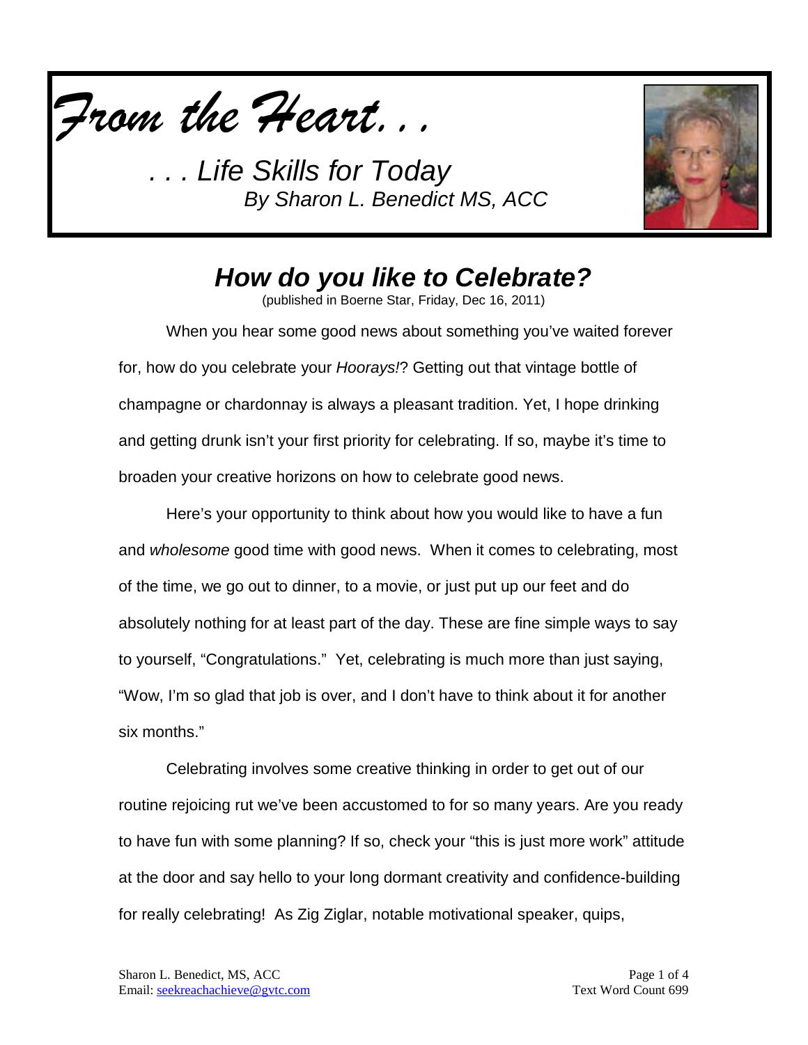*From the Heart. . .*

*. . . Life Skills for Today*
*By Sharon L. Benedict MS, ACC*

## ***How do you like to Celebrate?***

(published in Boerne Star, Friday, Dec 16, 2011)

When you hear some good news about something you've waited forever for, how do you celebrate your *Hoorays!*? Getting out that vintage bottle of champagne or chardonnay is always a pleasant tradition. Yet, I hope drinking and getting drunk isn't your first priority for celebrating. If so, maybe it's time to broaden your creative horizons on how to celebrate good news.

Here's your opportunity to think about how you would like to have a fun and *wholesome* good time with good news. When it comes to celebrating, most of the time, we go out to dinner, to a movie, or just put up our feet and do absolutely nothing for at least part of the day. These are fine simple ways to say to yourself, "Congratulations." Yet, celebrating is much more than just saying, "Wow, I'm so glad that job is over, and I don't have to think about it for another six months."

Celebrating involves some creative thinking in order to get out of our routine rejoicing rut we've been accustomed to for so many years. Are you ready to have fun with some planning? If so, check your "this is just more work" attitude at the door and say hello to your long dormant creativity and confidence-building for really celebrating! As Zig Ziglar, notable motivational speaker, quips,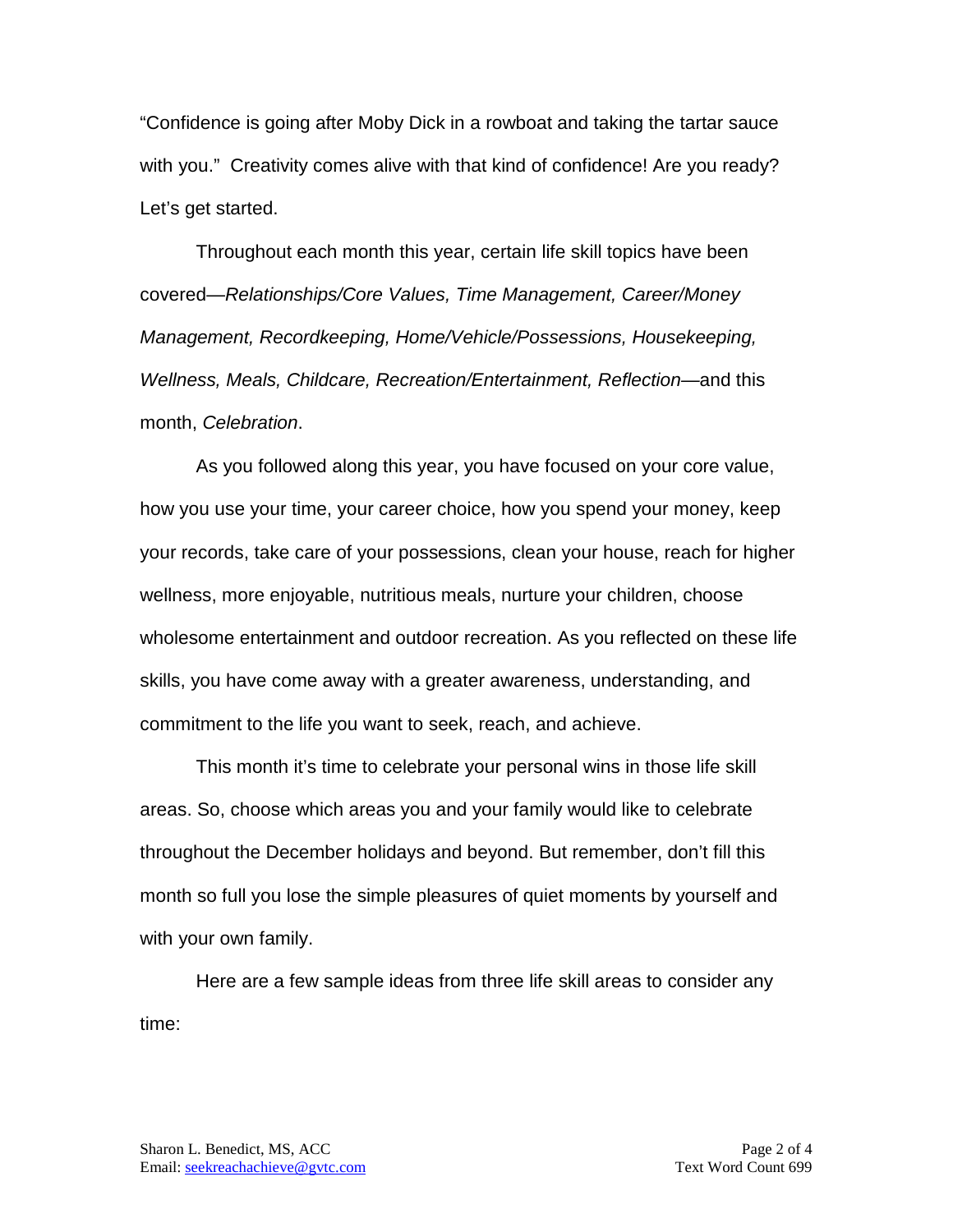"Confidence is going after Moby Dick in a rowboat and taking the tartar sauce with you." Creativity comes alive with that kind of confidence! Are you ready? Let's get started.

Throughout each month this year, certain life skill topics have been covered—*Relationships/Core Values, Time Management, Career/Money Management, Recordkeeping, Home/Vehicle/Possessions, Housekeeping, Wellness, Meals, Childcare, Recreation/Entertainment, Reflection*—and this month, *Celebration*.

As you followed along this year, you have focused on your core value, how you use your time, your career choice, how you spend your money, keep your records, take care of your possessions, clean your house, reach for higher wellness, more enjoyable, nutritious meals, nurture your children, choose wholesome entertainment and outdoor recreation. As you reflected on these life skills, you have come away with a greater awareness, understanding, and commitment to the life you want to seek, reach, and achieve.

This month it's time to celebrate your personal wins in those life skill areas. So, choose which areas you and your family would like to celebrate throughout the December holidays and beyond. But remember, don't fill this month so full you lose the simple pleasures of quiet moments by yourself and with your own family.

Here are a few sample ideas from three life skill areas to consider any time: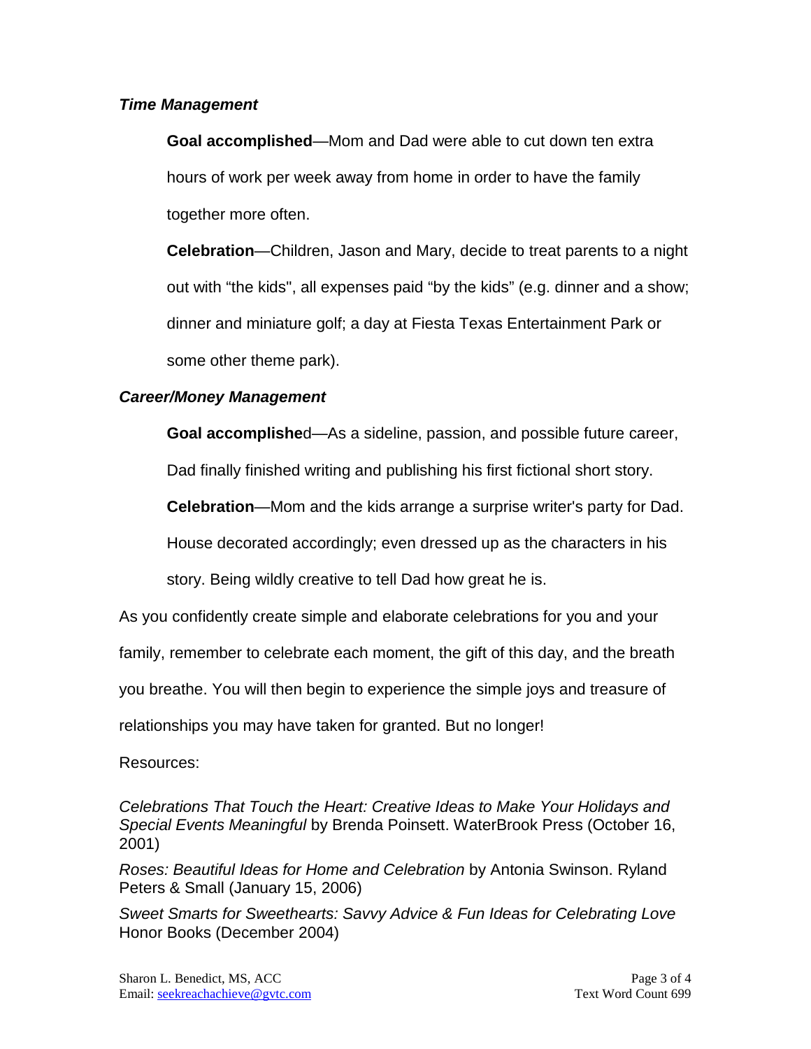***Time Management***

> **Goal accomplished**—Mom and Dad were able to cut down ten extra hours of work per week away from home in order to have the family together more often.
>
> **Celebration**—Children, Jason and Mary, decide to treat parents to a night out with "the kids", all expenses paid "by the kids" (e.g. dinner and a show; dinner and miniature golf; a day at Fiesta Texas Entertainment Park or some other theme park).

***Career/Money Management***

> **Goal accomplishe**d—As a sideline, passion, and possible future career, Dad finally finished writing and publishing his first fictional short story.
>
> **Celebration**—Mom and the kids arrange a surprise writer's party for Dad. House decorated accordingly; even dressed up as the characters in his story. Being wildly creative to tell Dad how great he is.

As you confidently create simple and elaborate celebrations for you and your family, remember to celebrate each moment, the gift of this day, and the breath you breathe. You will then begin to experience the simple joys and treasure of relationships you may have taken for granted. But no longer!

Resources:

*Celebrations That Touch the Heart: Creative Ideas to Make Your Holidays and Special Events Meaningful* by Brenda Poinsett. WaterBrook Press (October 16, 2001)

*Roses: Beautiful Ideas for Home and Celebration* by Antonia Swinson. Ryland Peters & Small (January 15, 2006)

*Sweet Smarts for Sweethearts: Savvy Advice & Fun Ideas for Celebrating Love* Honor Books (December 2004)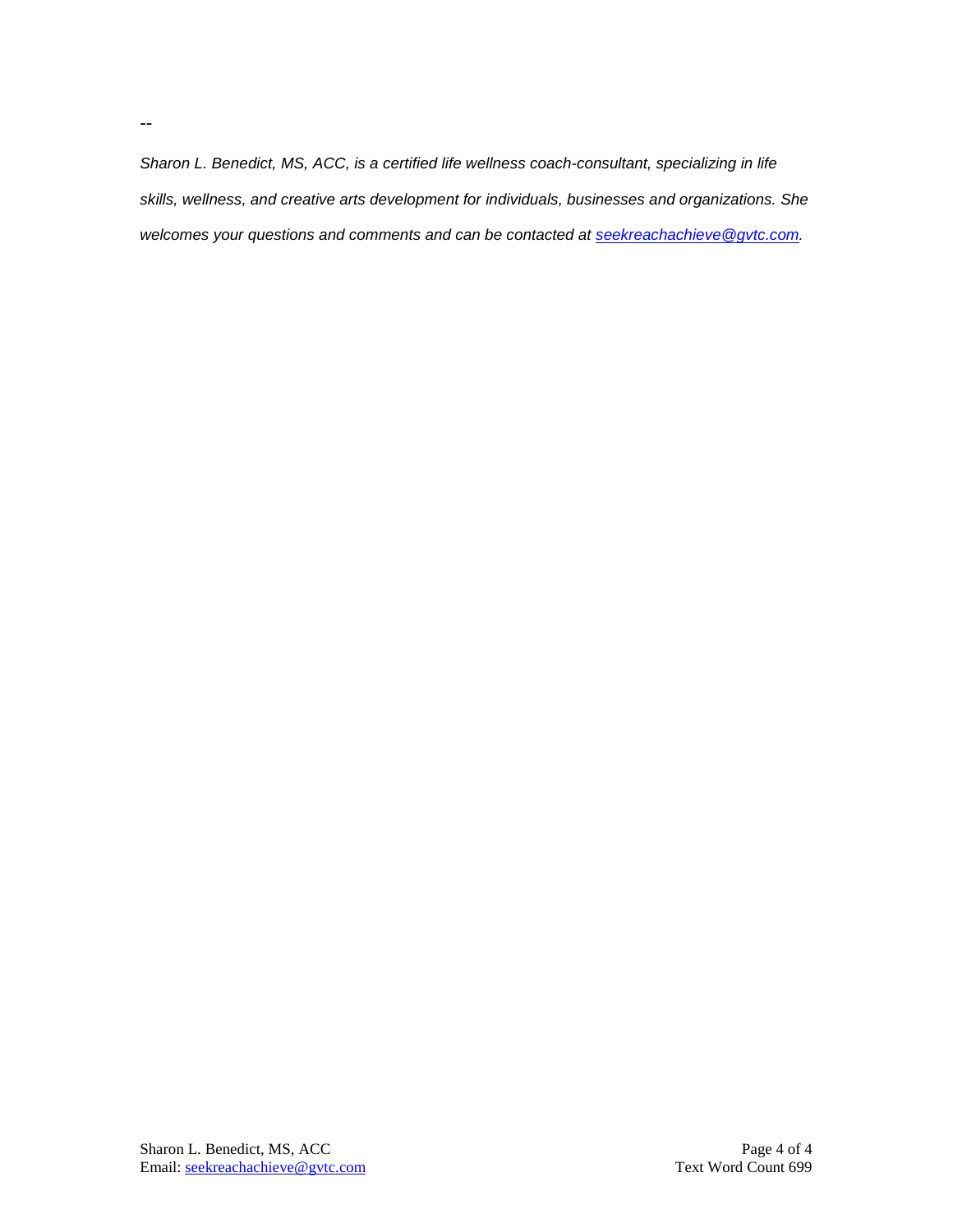--

*Sharon L. Benedict, MS, ACC, is a certified life wellness coach-consultant, specializing in life skills, wellness, and creative arts development for individuals, businesses and organizations. She welcomes your questions and comments and can be contacted at [seekreachachieve@gvtc.com](mailto:seekreachachieve@gvtc.com).*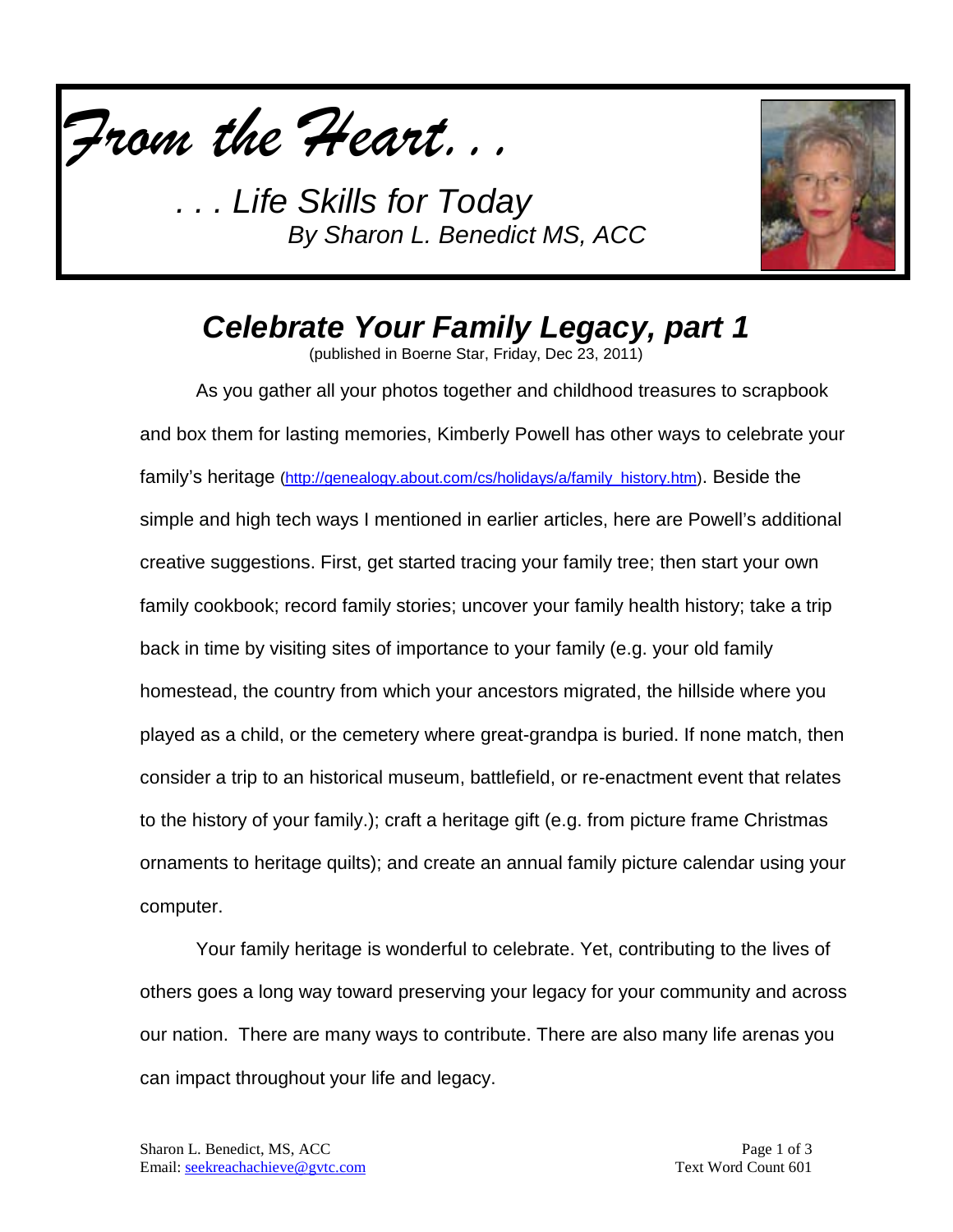*From the Heart. . .*

*. . . Life Skills for Today*
*By Sharon L. Benedict MS, ACC*

## *Celebrate Your Family Legacy, part 1*

(published in Boerne Star, Friday, Dec 23, 2011)

As you gather all your photos together and childhood treasures to scrapbook and box them for lasting memories, Kimberly Powell has other ways to celebrate your family's heritage (http://genealogy.about.com/cs/holidays/a/family_history.htm). Beside the simple and high tech ways I mentioned in earlier articles, here are Powell's additional creative suggestions. First, get started tracing your family tree; then start your own family cookbook; record family stories; uncover your family health history; take a trip back in time by visiting sites of importance to your family (e.g. your old family homestead, the country from which your ancestors migrated, the hillside where you played as a child, or the cemetery where great-grandpa is buried. If none match, then consider a trip to an historical museum, battlefield, or re-enactment event that relates to the history of your family.); craft a heritage gift (e.g. from picture frame Christmas ornaments to heritage quilts); and create an annual family picture calendar using your computer.

Your family heritage is wonderful to celebrate. Yet, contributing to the lives of others goes a long way toward preserving your legacy for your community and across our nation. There are many ways to contribute. There are also many life arenas you can impact throughout your life and legacy.

Sharon L. Benedict, MS, ACC
Email: seekreachachieve@gvtc.com

Text Word Count 601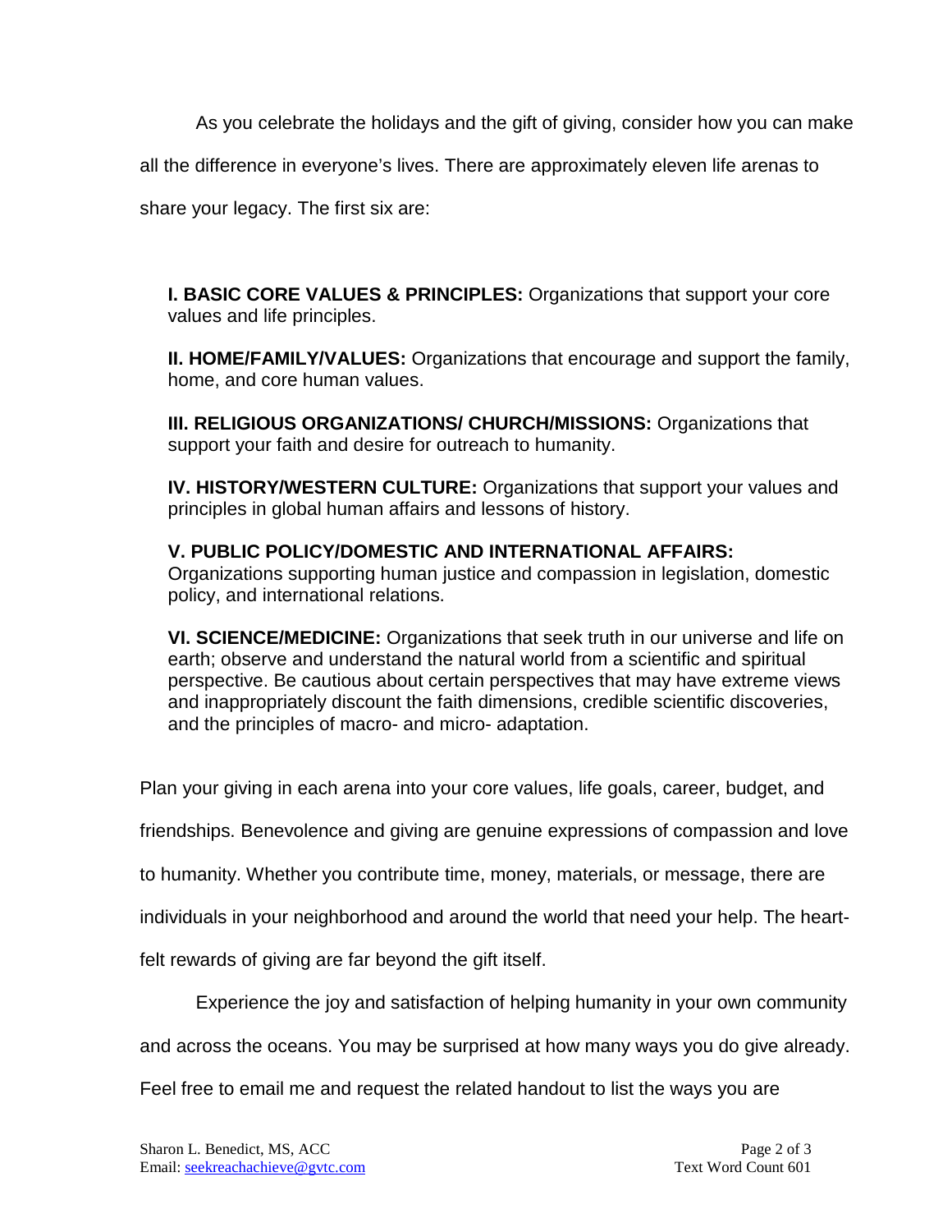As you celebrate the holidays and the gift of giving, consider how you can make all the difference in everyone's lives. There are approximately eleven life arenas to share your legacy. The first six are:

**I. BASIC CORE VALUES & PRINCIPLES:** Organizations that support your core values and life principles.

**II. HOME/FAMILY/VALUES:** Organizations that encourage and support the family, home, and core human values.

**III. RELIGIOUS ORGANIZATIONS/ CHURCH/MISSIONS:** Organizations that support your faith and desire for outreach to humanity.

**IV. HISTORY/WESTERN CULTURE:** Organizations that support your values and principles in global human affairs and lessons of history.

**V. PUBLIC POLICY/DOMESTIC AND INTERNATIONAL AFFAIRS:** Organizations supporting human justice and compassion in legislation, domestic policy, and international relations.

**VI. SCIENCE/MEDICINE:** Organizations that seek truth in our universe and life on earth; observe and understand the natural world from a scientific and spiritual perspective. Be cautious about certain perspectives that may have extreme views and inappropriately discount the faith dimensions, credible scientific discoveries, and the principles of macro- and micro- adaptation.

Plan your giving in each arena into your core values, life goals, career, budget, and friendships. Benevolence and giving are genuine expressions of compassion and love to humanity. Whether you contribute time, money, materials, or message, there are individuals in your neighborhood and around the world that need your help. The heart-felt rewards of giving are far beyond the gift itself.

Experience the joy and satisfaction of helping humanity in your own community and across the oceans. You may be surprised at how many ways you do give already. Feel free to email me and request the related handout to list the ways you are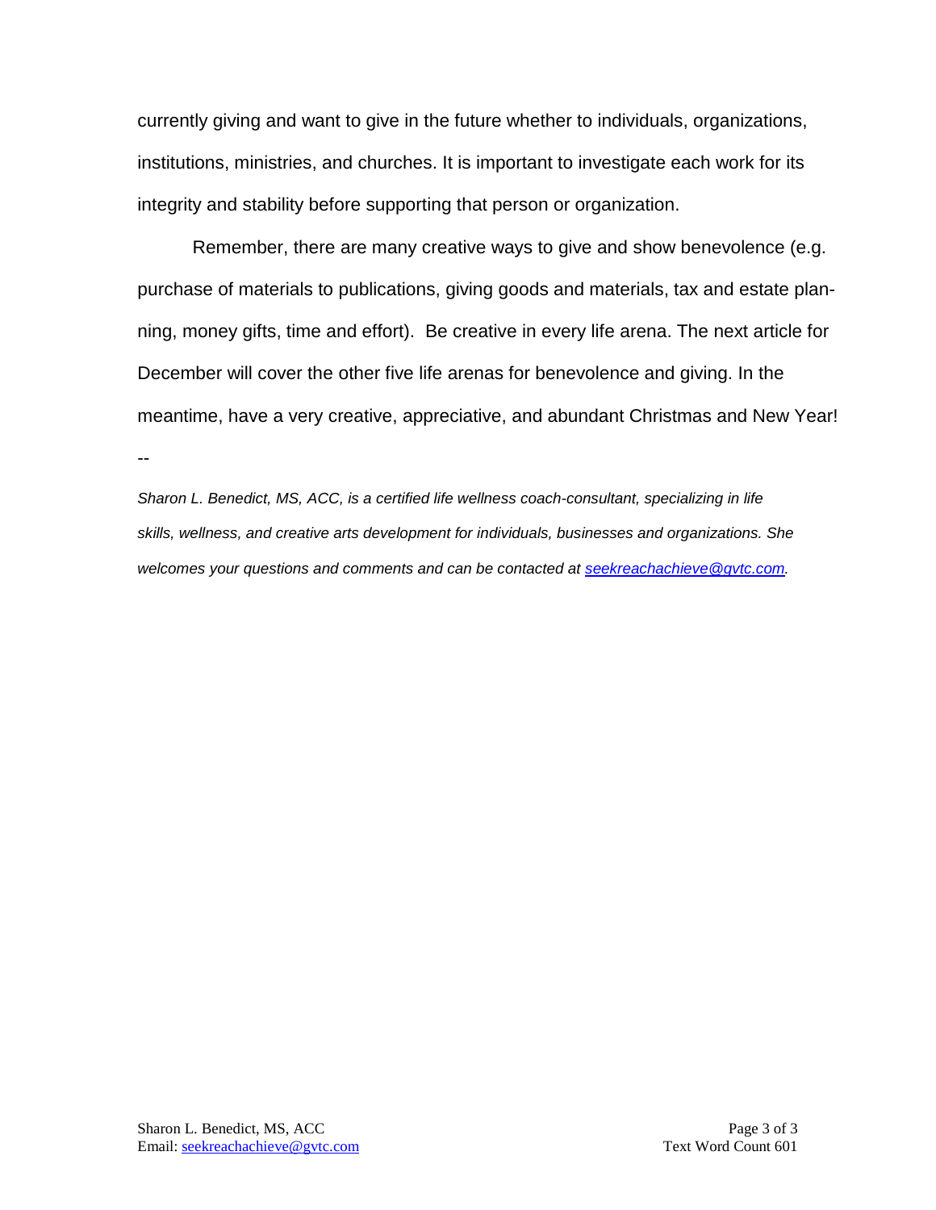currently giving and want to give in the future whether to individuals, organizations, institutions, ministries, and churches. It is important to investigate each work for its integrity and stability before supporting that person or organization.

Remember, there are many creative ways to give and show benevolence (e.g. purchase of materials to publications, giving goods and materials, tax and estate planning, money gifts, time and effort). Be creative in every life arena. The next article for December will cover the other five life arenas for benevolence and giving. In the meantime, have a very creative, appreciative, and abundant Christmas and New Year!

--

*Sharon L. Benedict, MS, ACC, is a certified life wellness coach-consultant, specializing in life skills, wellness, and creative arts development for individuals, businesses and organizations. She welcomes your questions and comments and can be contacted at seekreachachieve@gvtc.com.*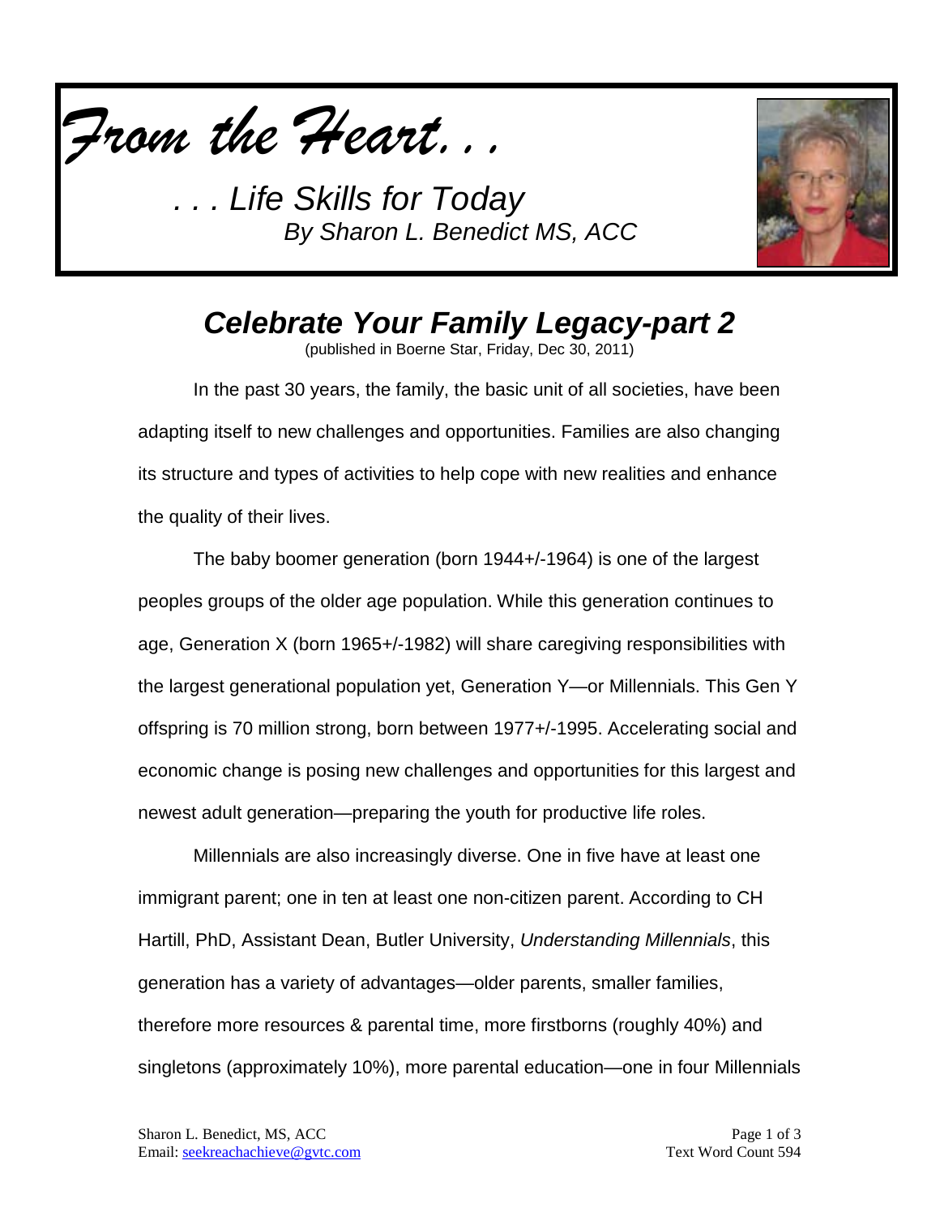*From the Heart. . .*

*. . . Life Skills for Today*
*By Sharon L. Benedict MS, ACC*

# *Celebrate Your Family Legacy-part 2*

(published in Boerne Star, Friday, Dec 30, 2011)

In the past 30 years, the family, the basic unit of all societies, have been adapting itself to new challenges and opportunities. Families are also changing its structure and types of activities to help cope with new realities and enhance the quality of their lives.

The baby boomer generation (born 1944+/-1964) is one of the largest peoples groups of the older age population. While this generation continues to age, Generation X (born 1965+/-1982) will share caregiving responsibilities with the largest generational population yet, Generation Y—or Millennials. This Gen Y offspring is 70 million strong, born between 1977+/-1995. Accelerating social and economic change is posing new challenges and opportunities for this largest and newest adult generation—preparing the youth for productive life roles.

Millennials are also increasingly diverse. One in five have at least one immigrant parent; one in ten at least one non-citizen parent. According to CH Hartill, PhD, Assistant Dean, Butler University, *Understanding Millennials*, this generation has a variety of advantages—older parents, smaller families, therefore more resources & parental time, more firstborns (roughly 40%) and singletons (approximately 10%), more parental education—one in four Millennials

Sharon L. Benedict, MS, ACC
Email: seekreachachieve@gvtc.com

Text Word Count 594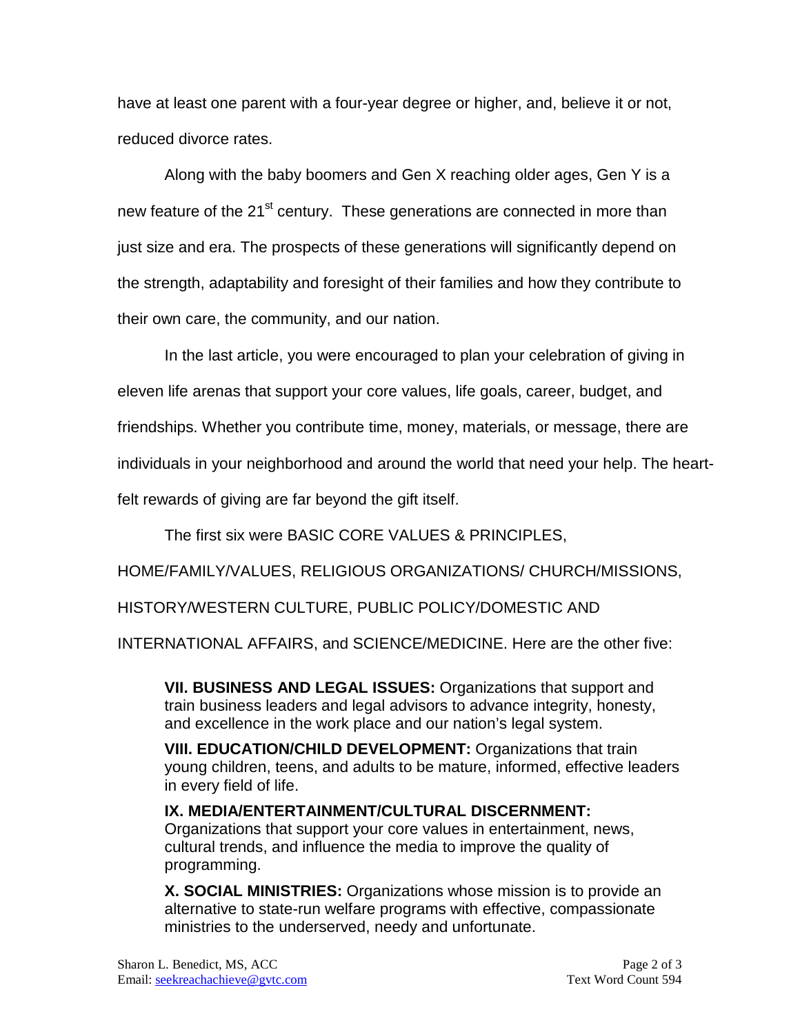have at least one parent with a four-year degree or higher, and, believe it or not, reduced divorce rates.

Along with the baby boomers and Gen X reaching older ages, Gen Y is a new feature of the 21st century. These generations are connected in more than just size and era. The prospects of these generations will significantly depend on the strength, adaptability and foresight of their families and how they contribute to their own care, the community, and our nation.

In the last article, you were encouraged to plan your celebration of giving in eleven life arenas that support your core values, life goals, career, budget, and friendships. Whether you contribute time, money, materials, or message, there are individuals in your neighborhood and around the world that need your help. The heart-felt rewards of giving are far beyond the gift itself.

The first six were BASIC CORE VALUES & PRINCIPLES, HOME/FAMILY/VALUES, RELIGIOUS ORGANIZATIONS/ CHURCH/MISSIONS, HISTORY/WESTERN CULTURE, PUBLIC POLICY/DOMESTIC AND INTERNATIONAL AFFAIRS, and SCIENCE/MEDICINE. Here are the other five:

**VII. BUSINESS AND LEGAL ISSUES:** Organizations that support and train business leaders and legal advisors to advance integrity, honesty, and excellence in the work place and our nation's legal system.

**VIII. EDUCATION/CHILD DEVELOPMENT:** Organizations that train young children, teens, and adults to be mature, informed, effective leaders in every field of life.

**IX. MEDIA/ENTERTAINMENT/CULTURAL DISCERNMENT:** Organizations that support your core values in entertainment, news, cultural trends, and influence the media to improve the quality of programming.

**X. SOCIAL MINISTRIES:** Organizations whose mission is to provide an alternative to state-run welfare programs with effective, compassionate ministries to the underserved, needy and unfortunate.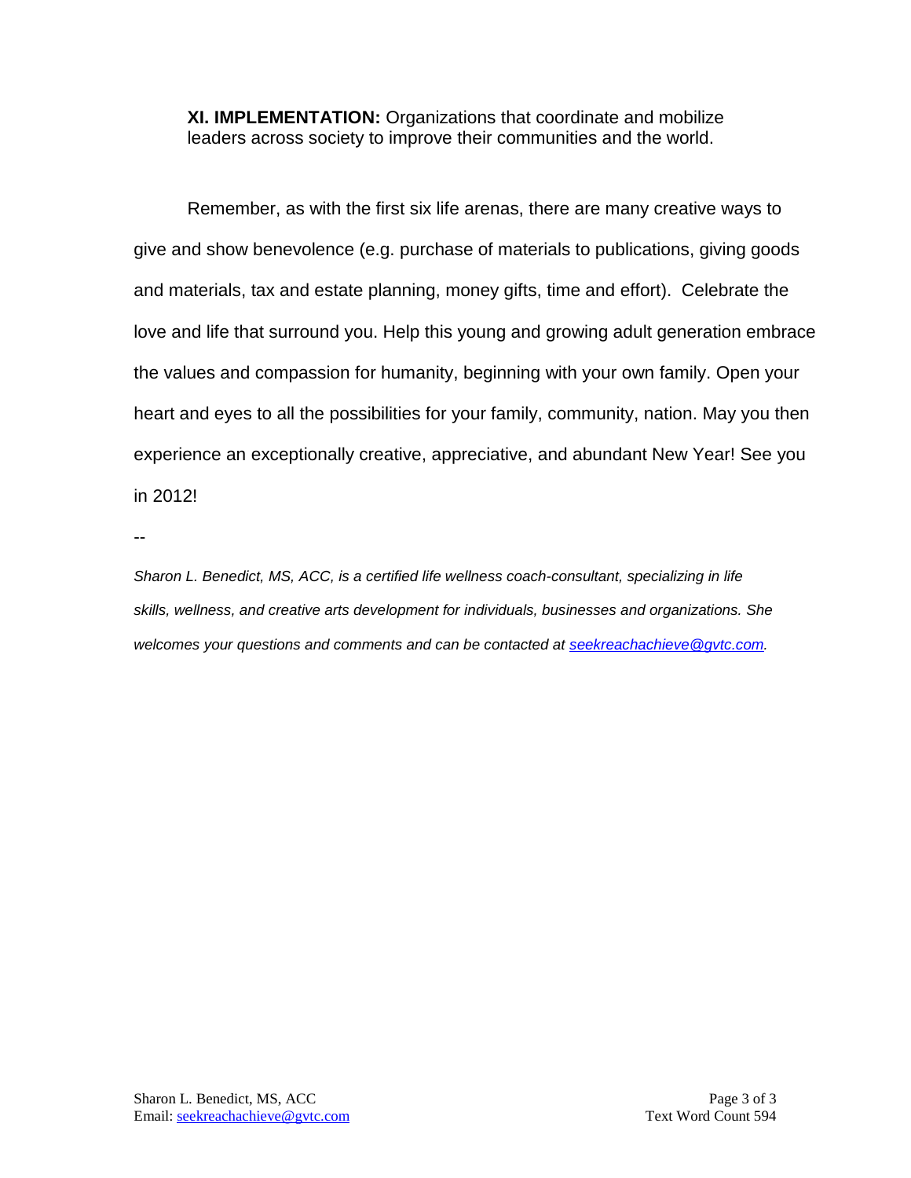**XI. IMPLEMENTATION:** Organizations that coordinate and mobilize leaders across society to improve their communities and the world.

Remember, as with the first six life arenas, there are many creative ways to give and show benevolence (e.g. purchase of materials to publications, giving goods and materials, tax and estate planning, money gifts, time and effort). Celebrate the love and life that surround you. Help this young and growing adult generation embrace the values and compassion for humanity, beginning with your own family. Open your heart and eyes to all the possibilities for your family, community, nation. May you then experience an exceptionally creative, appreciative, and abundant New Year! See you in 2012!

--

*Sharon L. Benedict, MS, ACC, is a certified life wellness coach-consultant, specializing in life skills, wellness, and creative arts development for individuals, businesses and organizations. She welcomes your questions and comments and can be contacted at seekreachachieve@gvtc.com.*

Sharon L. Benedict, MS, ACC
Email: seekreachachieve@gvtc.com

Text Word Count 594